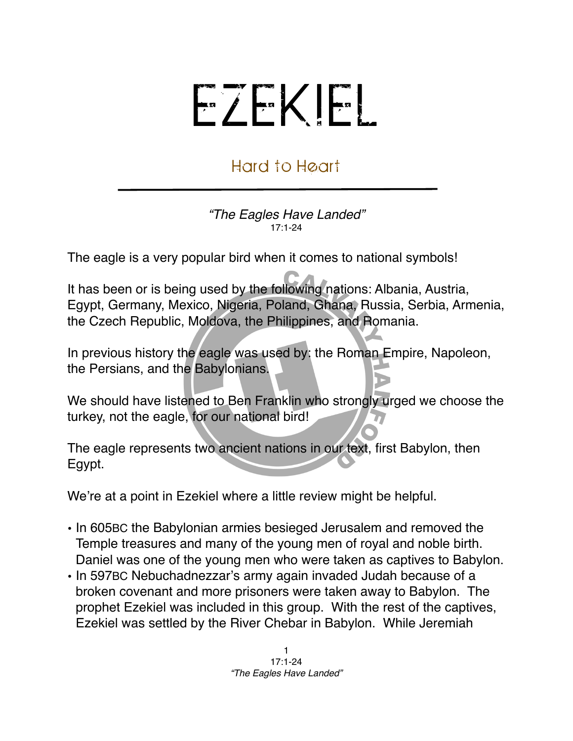# EZEKIEL

## Hard to Heart

*"The Eagles Have Landed"*
17:1-24

The eagle is a very popular bird when it comes to national symbols!

It has been or is being used by the following nations: Albania, Austria, Egypt, Germany, Mexico, Nigeria, Poland, Ghana, Russia, Serbia, Armenia, the Czech Republic, Moldova, the Philippines, and Romania.

In previous history the eagle was used by: the Roman Empire, Napoleon, the Persians, and the Babylonians.

We should have listened to Ben Franklin who strongly urged we choose the turkey, not the eagle, for our national bird!

The eagle represents two ancient nations in our text, first Babylon, then Egypt.

We're at a point in Ezekiel where a little review might be helpful.

- In 605BC the Babylonian armies besieged Jerusalem and removed the Temple treasures and many of the young men of royal and noble birth. Daniel was one of the young men who were taken as captives to Babylon.
- In 597BC Nebuchadnezzar's army again invaded Judah because of a broken covenant and more prisoners were taken away to Babylon. The prophet Ezekiel was included in this group. With the rest of the captives, Ezekiel was settled by the River Chebar in Babylon. While Jeremiah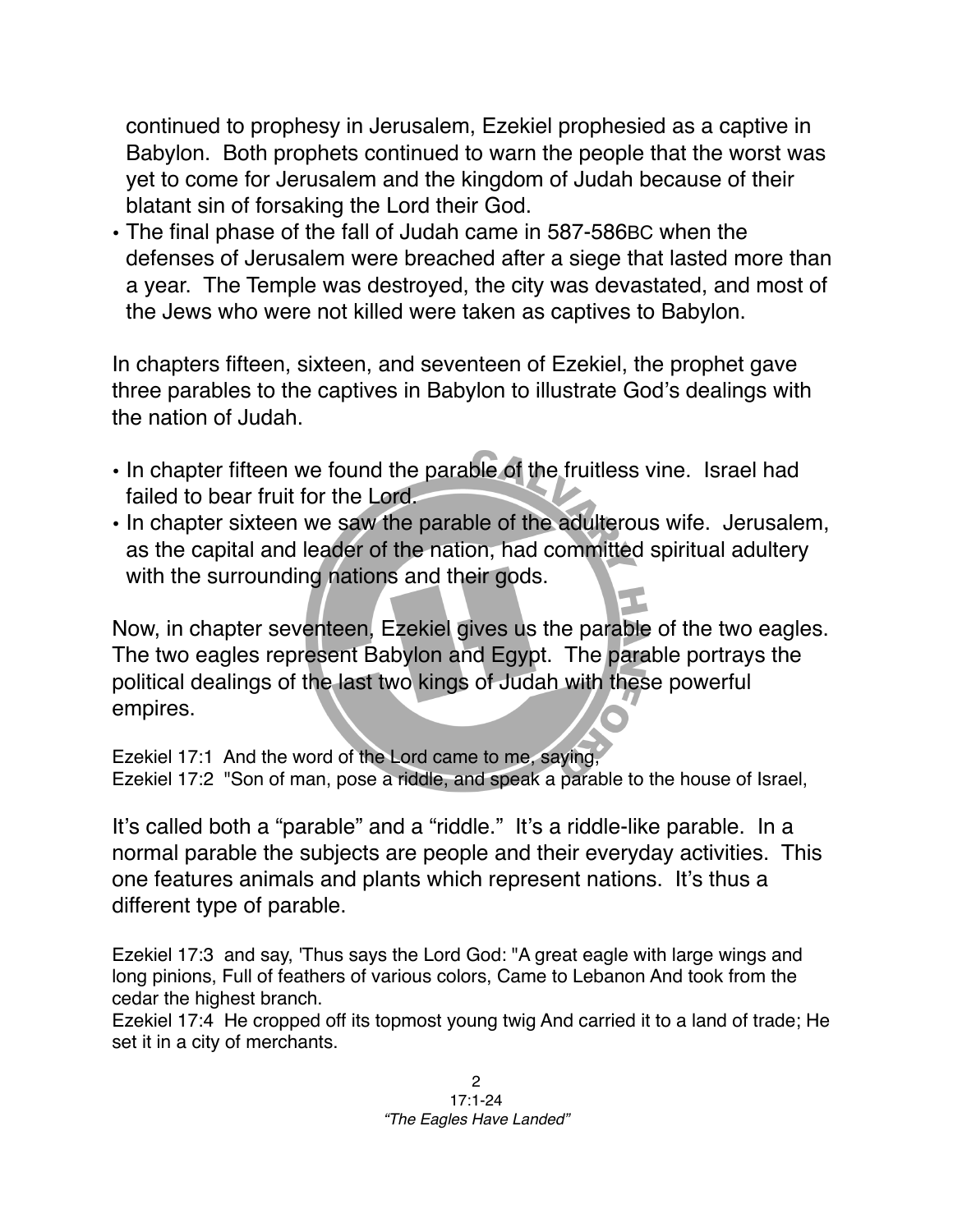continued to prophesy in Jerusalem, Ezekiel prophesied as a captive in Babylon. Both prophets continued to warn the people that the worst was yet to come for Jerusalem and the kingdom of Judah because of their blatant sin of forsaking the Lord their God.

- The final phase of the fall of Judah came in 587-586BC when the defenses of Jerusalem were breached after a siege that lasted more than a year. The Temple was destroyed, the city was devastated, and most of the Jews who were not killed were taken as captives to Babylon.

In chapters fifteen, sixteen, and seventeen of Ezekiel, the prophet gave three parables to the captives in Babylon to illustrate God's dealings with the nation of Judah.

- In chapter fifteen we found the parable of the fruitless vine. Israel had failed to bear fruit for the Lord.
- In chapter sixteen we saw the parable of the adulterous wife. Jerusalem, as the capital and leader of the nation, had committed spiritual adultery with the surrounding nations and their gods.

Now, in chapter seventeen, Ezekiel gives us the parable of the two eagles. The two eagles represent Babylon and Egypt. The parable portrays the political dealings of the last two kings of Judah with these powerful empires.

Ezekiel 17:1 And the word of the Lord came to me, saying,
Ezekiel 17:2 "Son of man, pose a riddle, and speak a parable to the house of Israel,

It's called both a "parable" and a "riddle." It's a riddle-like parable. In a normal parable the subjects are people and their everyday activities. This one features animals and plants which represent nations. It's thus a different type of parable.

Ezekiel 17:3 and say, 'Thus says the Lord God: "A great eagle with large wings and long pinions, Full of feathers of various colors, Came to Lebanon And took from the cedar the highest branch.
Ezekiel 17:4 He cropped off its topmost young twig And carried it to a land of trade; He set it in a city of merchants.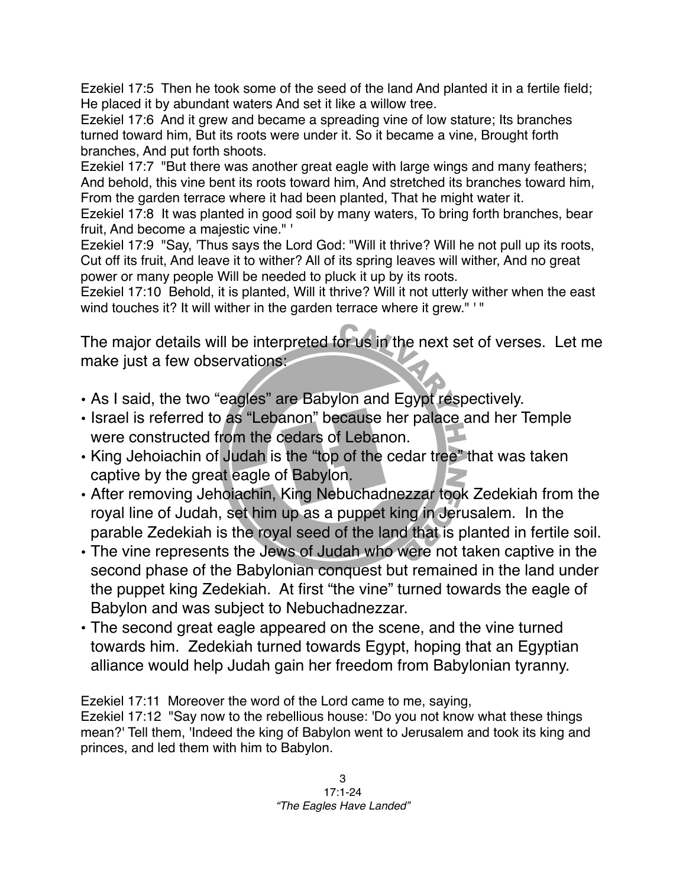Ezekiel 17:5  Then he took some of the seed of the land And planted it in a fertile field; He placed it by abundant waters And set it like a willow tree.
Ezekiel 17:6  And it grew and became a spreading vine of low stature; Its branches turned toward him, But its roots were under it. So it became a vine, Brought forth branches, And put forth shoots.
Ezekiel 17:7  "But there was another great eagle with large wings and many feathers; And behold, this vine bent its roots toward him, And stretched its branches toward him, From the garden terrace where it had been planted, That he might water it.
Ezekiel 17:8  It was planted in good soil by many waters, To bring forth branches, bear fruit, And become a majestic vine." '
Ezekiel 17:9  "Say, 'Thus says the Lord God: "Will it thrive? Will he not pull up its roots, Cut off its fruit, And leave it to wither? All of its spring leaves will wither, And no great power or many people Will be needed to pluck it up by its roots.
Ezekiel 17:10  Behold, it is planted, Will it thrive? Will it not utterly wither when the east wind touches it? It will wither in the garden terrace where it grew." ' "

The major details will be interpreted for us in the next set of verses. Let me make just a few observations:

- As I said, the two "eagles" are Babylon and Egypt respectively.
- Israel is referred to as "Lebanon" because her palace and her Temple were constructed from the cedars of Lebanon.
- King Jehoiachin of Judah is the "top of the cedar tree" that was taken captive by the great eagle of Babylon.
- After removing Jehoiachin, King Nebuchadnezzar took Zedekiah from the royal line of Judah, set him up as a puppet king in Jerusalem. In the parable Zedekiah is the royal seed of the land that is planted in fertile soil.
- The vine represents the Jews of Judah who were not taken captive in the second phase of the Babylonian conquest but remained in the land under the puppet king Zedekiah. At first "the vine" turned towards the eagle of Babylon and was subject to Nebuchadnezzar.
- The second great eagle appeared on the scene, and the vine turned towards him. Zedekiah turned towards Egypt, hoping that an Egyptian alliance would help Judah gain her freedom from Babylonian tyranny.

Ezekiel 17:11  Moreover the word of the Lord came to me, saying,
Ezekiel 17:12  "Say now to the rebellious house: 'Do you not know what these things mean?' Tell them, 'Indeed the king of Babylon went to Jerusalem and took its king and princes, and led them with him to Babylon.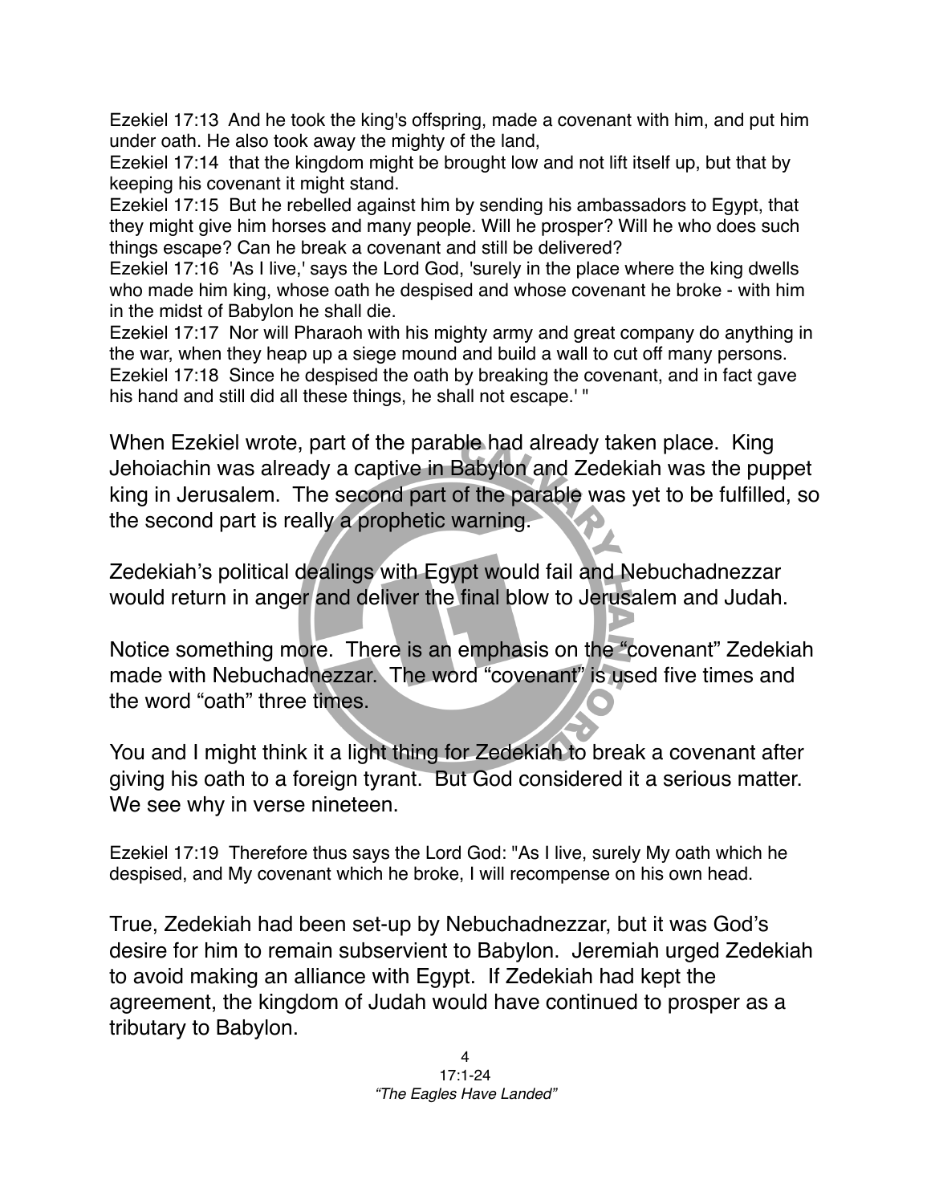Ezekiel 17:13 And he took the king's offspring, made a covenant with him, and put him under oath. He also took away the mighty of the land,
Ezekiel 17:14 that the kingdom might be brought low and not lift itself up, but that by keeping his covenant it might stand.
Ezekiel 17:15 But he rebelled against him by sending his ambassadors to Egypt, that they might give him horses and many people. Will he prosper? Will he who does such things escape? Can he break a covenant and still be delivered?
Ezekiel 17:16 'As I live,' says the Lord God, 'surely in the place where the king dwells who made him king, whose oath he despised and whose covenant he broke - with him in the midst of Babylon he shall die.
Ezekiel 17:17 Nor will Pharaoh with his mighty army and great company do anything in the war, when they heap up a siege mound and build a wall to cut off many persons.
Ezekiel 17:18 Since he despised the oath by breaking the covenant, and in fact gave his hand and still did all these things, he shall not escape.' "

When Ezekiel wrote, part of the parable had already taken place. King Jehoiachin was already a captive in Babylon and Zedekiah was the puppet king in Jerusalem. The second part of the parable was yet to be fulfilled, so the second part is really a prophetic warning.

Zedekiah's political dealings with Egypt would fail and Nebuchadnezzar would return in anger and deliver the final blow to Jerusalem and Judah.

Notice something more. There is an emphasis on the "covenant" Zedekiah made with Nebuchadnezzar. The word "covenant" is used five times and the word "oath" three times.

You and I might think it a light thing for Zedekiah to break a covenant after giving his oath to a foreign tyrant. But God considered it a serious matter. We see why in verse nineteen.

Ezekiel 17:19 Therefore thus says the Lord God: "As I live, surely My oath which he despised, and My covenant which he broke, I will recompense on his own head.

True, Zedekiah had been set-up by Nebuchadnezzar, but it was God's desire for him to remain subservient to Babylon. Jeremiah urged Zedekiah to avoid making an alliance with Egypt. If Zedekiah had kept the agreement, the kingdom of Judah would have continued to prosper as a tributary to Babylon.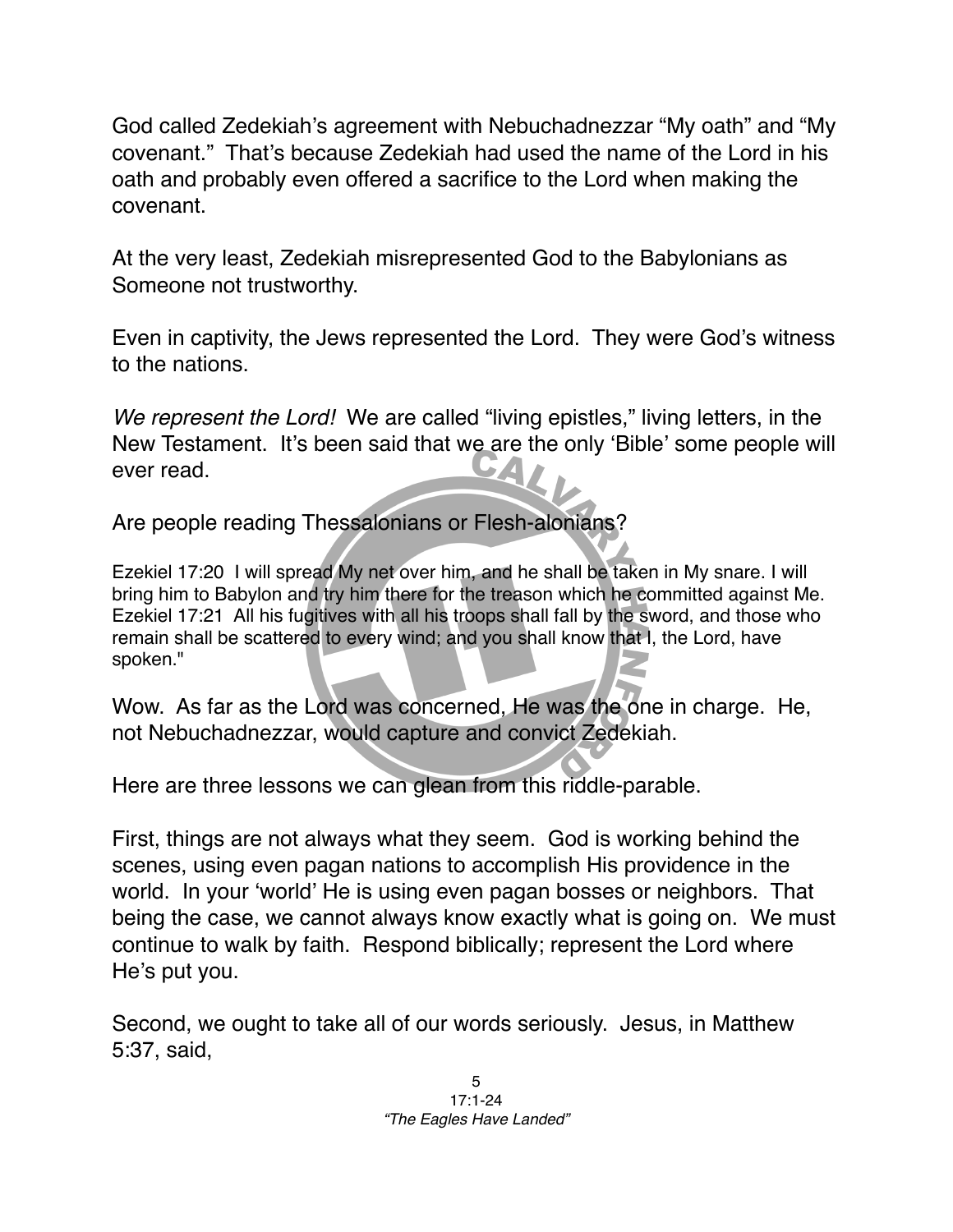God called Zedekiah's agreement with Nebuchadnezzar "My oath" and "My covenant." That's because Zedekiah had used the name of the Lord in his oath and probably even offered a sacrifice to the Lord when making the covenant.

At the very least, Zedekiah misrepresented God to the Babylonians as Someone not trustworthy.

Even in captivity, the Jews represented the Lord. They were God's witness to the nations.

*We represent the Lord!* We are called "living epistles," living letters, in the New Testament. It's been said that we are the only 'Bible' some people will ever read.

Are people reading Thessalonians or Flesh-alonians?

Ezekiel 17:20 I will spread My net over him, and he shall be taken in My snare. I will bring him to Babylon and try him there for the treason which he committed against Me.
Ezekiel 17:21 All his fugitives with all his troops shall fall by the sword, and those who remain shall be scattered to every wind; and you shall know that I, the Lord, have spoken."

Wow. As far as the Lord was concerned, He was the one in charge. He, not Nebuchadnezzar, would capture and convict Zedekiah.

Here are three lessons we can glean from this riddle-parable.

First, things are not always what they seem. God is working behind the scenes, using even pagan nations to accomplish His providence in the world. In your 'world' He is using even pagan bosses or neighbors. That being the case, we cannot always know exactly what is going on. We must continue to walk by faith. Respond biblically; represent the Lord where He's put you.

Second, we ought to take all of our words seriously. Jesus, in Matthew 5:37, said,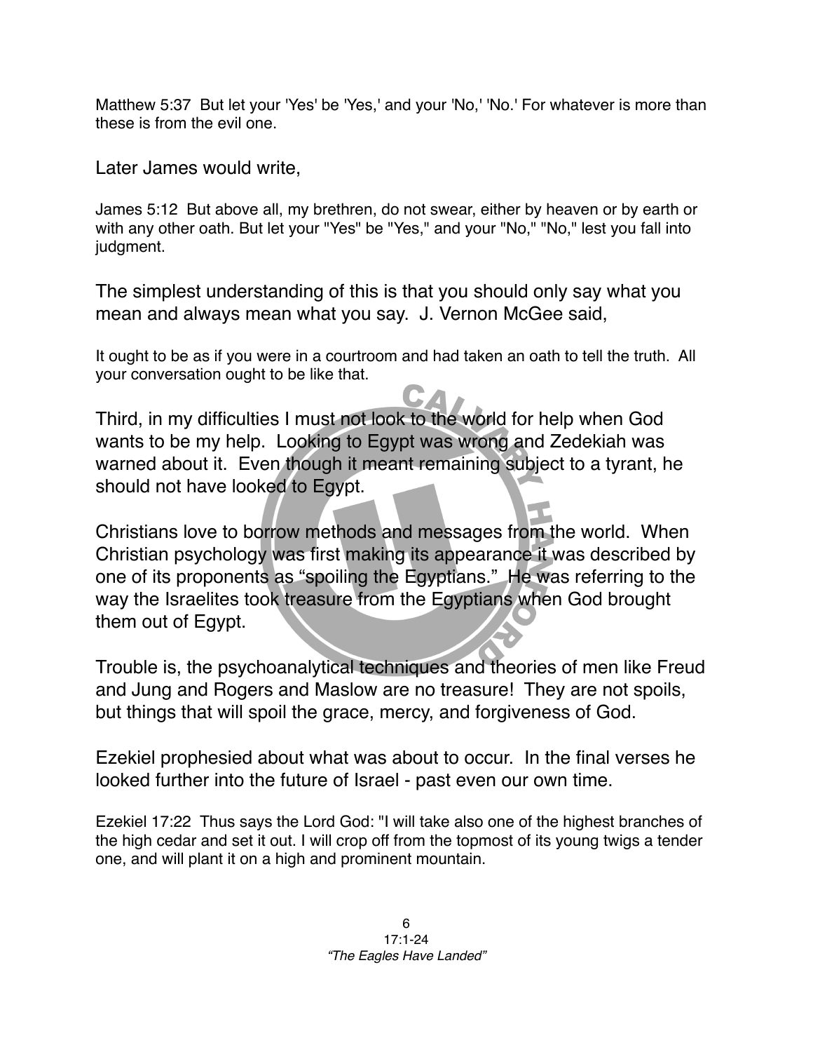Matthew 5:37 But let your 'Yes' be 'Yes,' and your 'No,' 'No.' For whatever is more than these is from the evil one.

Later James would write,

James 5:12 But above all, my brethren, do not swear, either by heaven or by earth or with any other oath. But let your "Yes" be "Yes," and your "No," "No," lest you fall into judgment.

The simplest understanding of this is that you should only say what you mean and always mean what you say. J. Vernon McGee said,

It ought to be as if you were in a courtroom and had taken an oath to tell the truth. All your conversation ought to be like that.

Third, in my difficulties I must not look to the world for help when God wants to be my help. Looking to Egypt was wrong and Zedekiah was warned about it. Even though it meant remaining subject to a tyrant, he should not have looked to Egypt.

Christians love to borrow methods and messages from the world. When Christian psychology was first making its appearance it was described by one of its proponents as "spoiling the Egyptians." He was referring to the way the Israelites took treasure from the Egyptians when God brought them out of Egypt.

Trouble is, the psychoanalytical techniques and theories of men like Freud and Jung and Rogers and Maslow are no treasure! They are not spoils, but things that will spoil the grace, mercy, and forgiveness of God.

Ezekiel prophesied about what was about to occur. In the final verses he looked further into the future of Israel - past even our own time.

Ezekiel 17:22 Thus says the Lord God: "I will take also one of the highest branches of the high cedar and set it out. I will crop off from the topmost of its young twigs a tender one, and will plant it on a high and prominent mountain.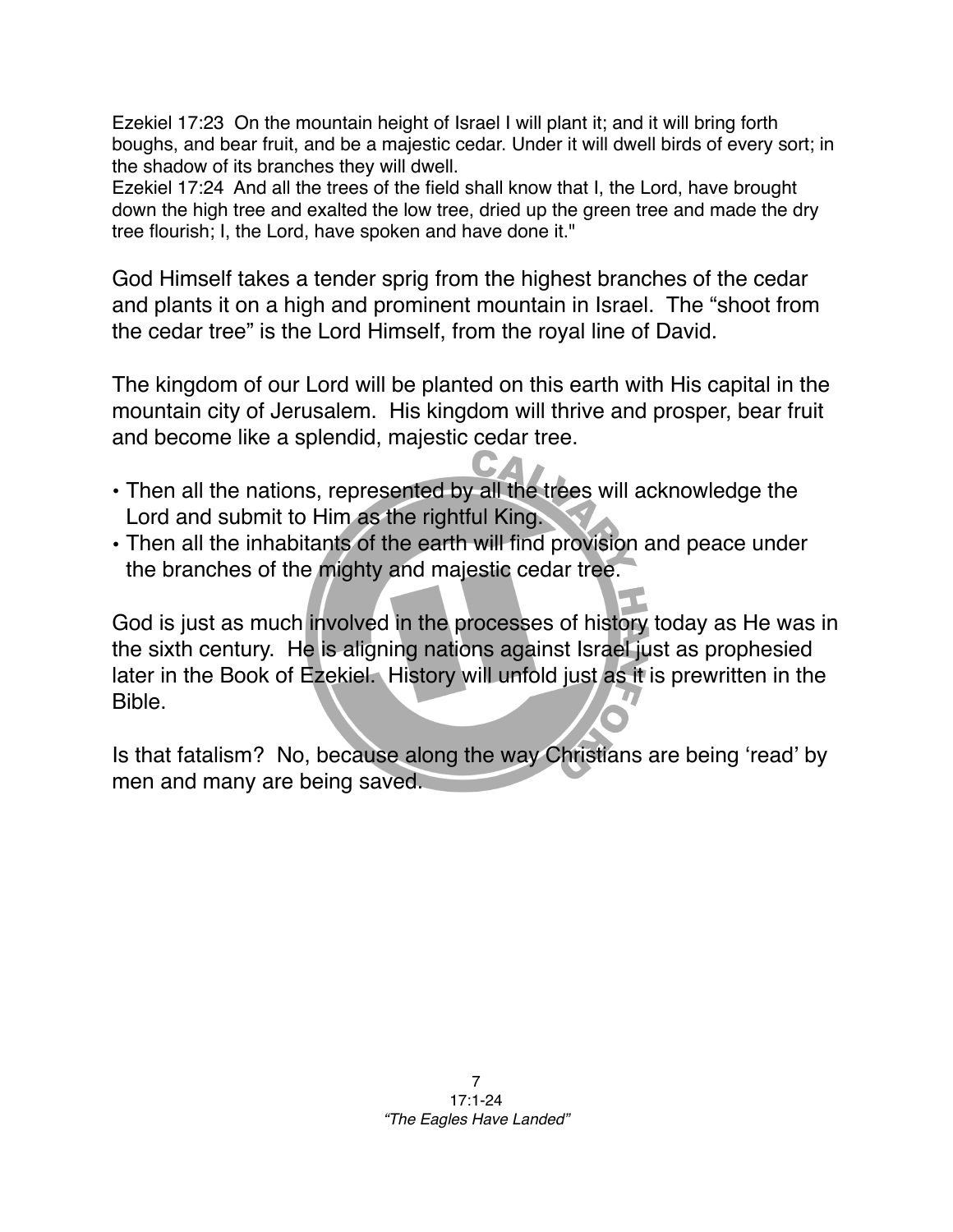Ezekiel 17:23 On the mountain height of Israel I will plant it; and it will bring forth boughs, and bear fruit, and be a majestic cedar. Under it will dwell birds of every sort; in the shadow of its branches they will dwell.
Ezekiel 17:24 And all the trees of the field shall know that I, the Lord, have brought down the high tree and exalted the low tree, dried up the green tree and made the dry tree flourish; I, the Lord, have spoken and have done it."

God Himself takes a tender sprig from the highest branches of the cedar and plants it on a high and prominent mountain in Israel. The "shoot from the cedar tree" is the Lord Himself, from the royal line of David.

The kingdom of our Lord will be planted on this earth with His capital in the mountain city of Jerusalem. His kingdom will thrive and prosper, bear fruit and become like a splendid, majestic cedar tree.

- Then all the nations, represented by all the trees will acknowledge the Lord and submit to Him as the rightful King.
- Then all the inhabitants of the earth will find provision and peace under the branches of the mighty and majestic cedar tree.

God is just as much involved in the processes of history today as He was in the sixth century. He is aligning nations against Israel just as prophesied later in the Book of Ezekiel. History will unfold just as it is prewritten in the Bible.

Is that fatalism? No, because along the way Christians are being 'read' by men and many are being saved.